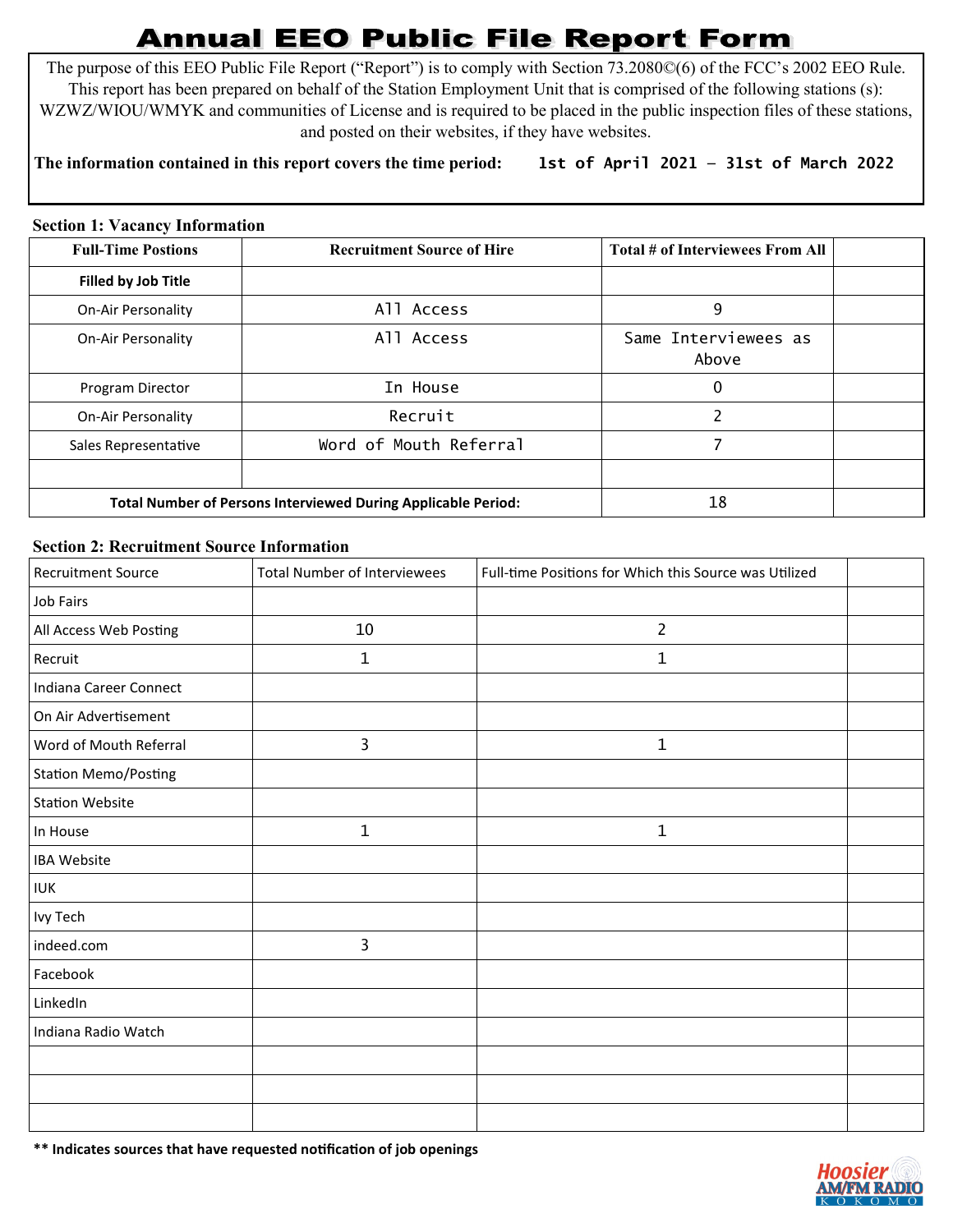# Annual EEO Public File Report Form

The purpose of this EEO Public File Report ("Report") is to comply with Section 73.2080©(6) of the FCC's 2002 EEO Rule. This report has been prepared on behalf of the Station Employment Unit that is comprised of the following stations (s): WZWZ/WIOU/WMYK and communities of License and is required to be placed in the public inspection files of these stations, and posted on their websites, if they have websites.

**The information contained in this report covers the time period:** **1st of April 2021 – 31st of March 2022**

**Section 1: Vacancy Information**

| Full-Time Postions | Recruitment Source of Hire | Total # of Interviewees From All | |
|---|---|---|---|
| **Filled by Job Title** | | | |
| On-Air Personality | All Access | 9 | |
| On-Air Personality | All Access | Same Interviewees as Above | |
| Program Director | In House | 0 | |
| On-Air Personality | Recruit | 2 | |
| Sales Representative | Word of Mouth Referral | 7 | |
| | | | |
| **Total Number of Persons Interviewed During Applicable Period:** | | 18 | |

**Section 2: Recruitment Source Information**

| Recruitment Source | Total Number of Interviewees | Full-time Positions for Which this Source was Utilized | |
|---|---|---|---|
| Job Fairs | | | |
| All Access Web Posting | 10 | 2 | |
| Recruit | 1 | 1 | |
| Indiana Career Connect | | | |
| On Air Advertisement | | | |
| Word of Mouth Referral | 3 | 1 | |
| Station Memo/Posting | | | |
| Station Website | | | |
| In House | 1 | 1 | |
| IBA Website | | | |
| IUK | | | |
| Ivy Tech | | | |
| indeed.com | 3 | | |
| Facebook | | | |
| LinkedIn | | | |
| Indiana Radio Watch | | | |
| | | | |
| | | | |
| | | | |

**\*\* Indicates sources that have requested notification of job openings**

Hoosier AM/FM RADIO KOKOMO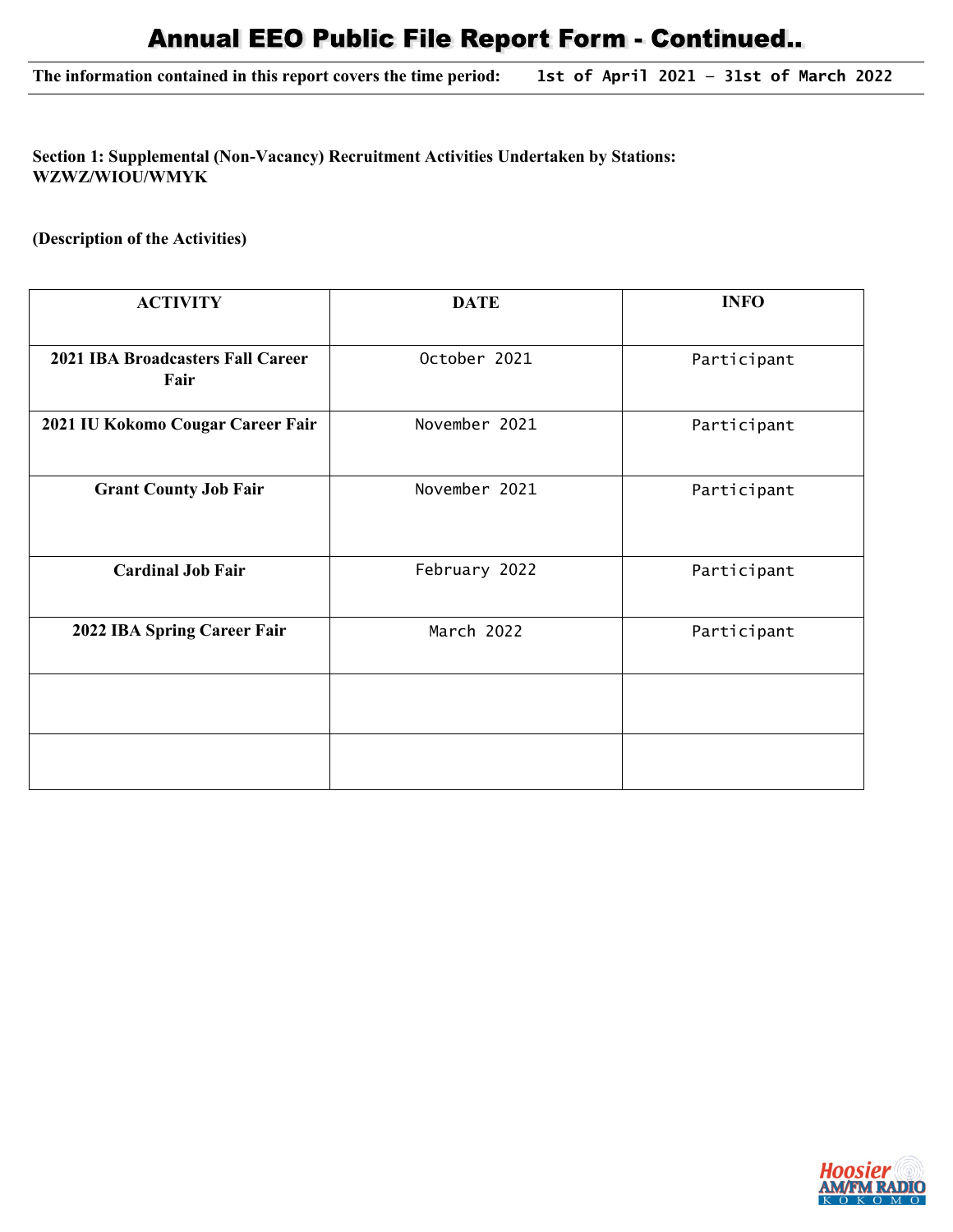# Annual EEO Public File Report Form - Continued..

**The information contained in this report covers the time period:** 1st of April 2021 – 31st of March 2022

**Section 1: Supplemental (Non-Vacancy) Recruitment Activities Undertaken by Stations: WZWZ/WIOU/WMYK**

**(Description of the Activities)**

| ACTIVITY | DATE | INFO |
|---|---|---|
| **2021 IBA Broadcasters Fall Career Fair** | October 2021 | Participant |
| **2021 IU Kokomo Cougar Career Fair** | November 2021 | Participant |
| **Grant County Job Fair** | November 2021 | Participant |
| **Cardinal Job Fair** | February 2022 | Participant |
| **2022 IBA Spring Career Fair** | March 2022 | Participant |
| | | |
| | | |

Hoosier AM/FM RADIO KOKOMO